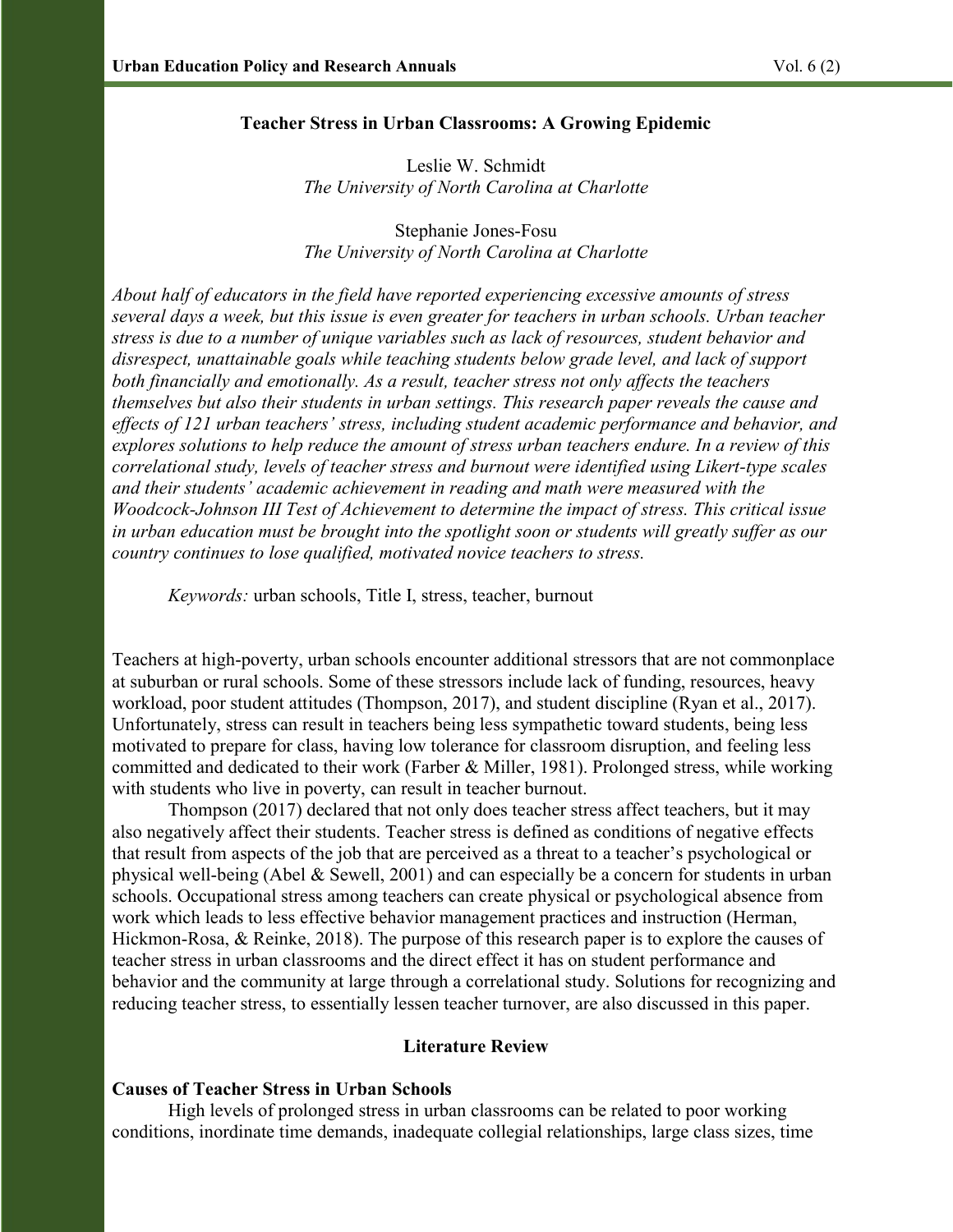# Teacher Stress in Urban Classrooms: A Growing Epidemic

Leslie W. Schmidt
*The University of North Carolina at Charlotte*

Stephanie Jones-Fosu
*The University of North Carolina at Charlotte*

*About half of educators in the field have reported experiencing excessive amounts of stress several days a week, but this issue is even greater for teachers in urban schools. Urban teacher stress is due to a number of unique variables such as lack of resources, student behavior and disrespect, unattainable goals while teaching students below grade level, and lack of support both financially and emotionally. As a result, teacher stress not only affects the teachers themselves but also their students in urban settings. This research paper reveals the cause and effects of 121 urban teachers' stress, including student academic performance and behavior, and explores solutions to help reduce the amount of stress urban teachers endure. In a review of this correlational study, levels of teacher stress and burnout were identified using Likert-type scales and their students' academic achievement in reading and math were measured with the Woodcock-Johnson III Test of Achievement to determine the impact of stress. This critical issue in urban education must be brought into the spotlight soon or students will greatly suffer as our country continues to lose qualified, motivated novice teachers to stress.*

*Keywords:* urban schools, Title I, stress, teacher, burnout

Teachers at high-poverty, urban schools encounter additional stressors that are not commonplace at suburban or rural schools. Some of these stressors include lack of funding, resources, heavy workload, poor student attitudes (Thompson, 2017), and student discipline (Ryan et al., 2017). Unfortunately, stress can result in teachers being less sympathetic toward students, being less motivated to prepare for class, having low tolerance for classroom disruption, and feeling less committed and dedicated to their work (Farber & Miller, 1981). Prolonged stress, while working with students who live in poverty, can result in teacher burnout.

Thompson (2017) declared that not only does teacher stress affect teachers, but it may also negatively affect their students. Teacher stress is defined as conditions of negative effects that result from aspects of the job that are perceived as a threat to a teacher's psychological or physical well-being (Abel & Sewell, 2001) and can especially be a concern for students in urban schools. Occupational stress among teachers can create physical or psychological absence from work which leads to less effective behavior management practices and instruction (Herman, Hickmon-Rosa, & Reinke, 2018). The purpose of this research paper is to explore the causes of teacher stress in urban classrooms and the direct effect it has on student performance and behavior and the community at large through a correlational study. Solutions for recognizing and reducing teacher stress, to essentially lessen teacher turnover, are also discussed in this paper.

## Literature Review

### Causes of Teacher Stress in Urban Schools

High levels of prolonged stress in urban classrooms can be related to poor working conditions, inordinate time demands, inadequate collegial relationships, large class sizes, time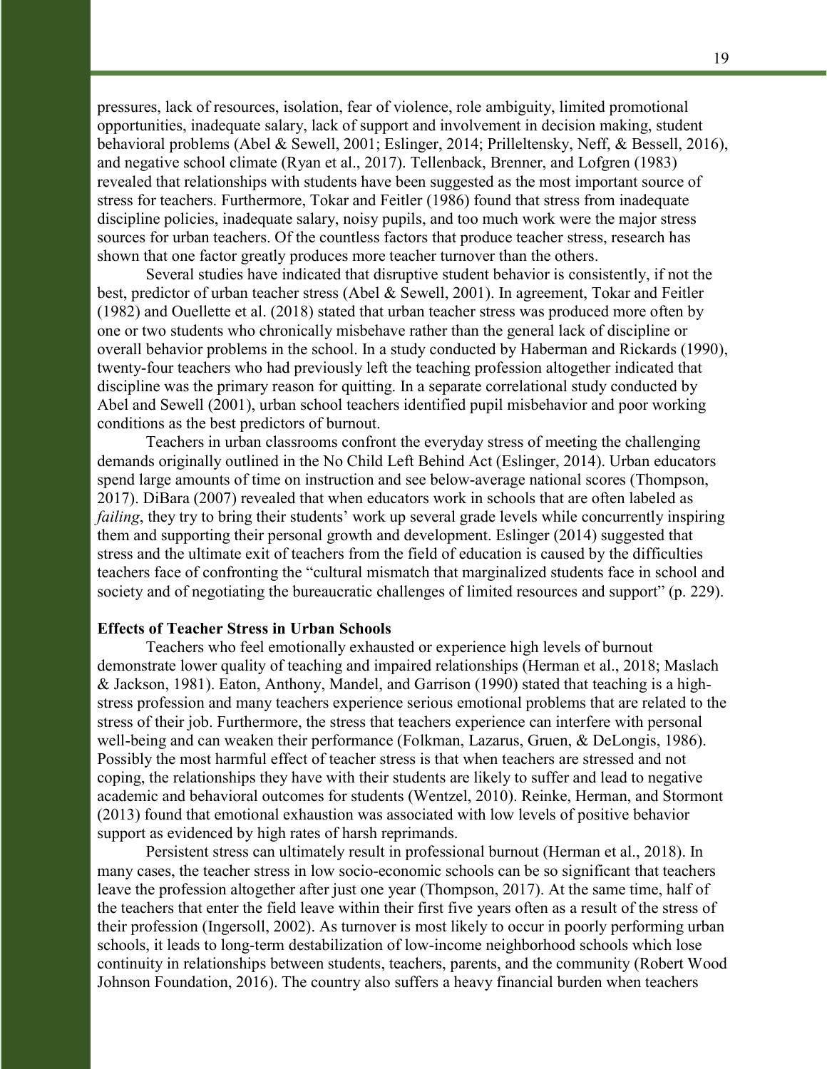pressures, lack of resources, isolation, fear of violence, role ambiguity, limited promotional opportunities, inadequate salary, lack of support and involvement in decision making, student behavioral problems (Abel & Sewell, 2001; Eslinger, 2014; Prilleltensky, Neff, & Bessell, 2016), and negative school climate (Ryan et al., 2017). Tellenback, Brenner, and Lofgren (1983) revealed that relationships with students have been suggested as the most important source of stress for teachers. Furthermore, Tokar and Feitler (1986) found that stress from inadequate discipline policies, inadequate salary, noisy pupils, and too much work were the major stress sources for urban teachers. Of the countless factors that produce teacher stress, research has shown that one factor greatly produces more teacher turnover than the others.

Several studies have indicated that disruptive student behavior is consistently, if not the best, predictor of urban teacher stress (Abel & Sewell, 2001). In agreement, Tokar and Feitler (1982) and Ouellette et al. (2018) stated that urban teacher stress was produced more often by one or two students who chronically misbehave rather than the general lack of discipline or overall behavior problems in the school. In a study conducted by Haberman and Rickards (1990), twenty-four teachers who had previously left the teaching profession altogether indicated that discipline was the primary reason for quitting. In a separate correlational study conducted by Abel and Sewell (2001), urban school teachers identified pupil misbehavior and poor working conditions as the best predictors of burnout.

Teachers in urban classrooms confront the everyday stress of meeting the challenging demands originally outlined in the No Child Left Behind Act (Eslinger, 2014). Urban educators spend large amounts of time on instruction and see below-average national scores (Thompson, 2017). DiBara (2007) revealed that when educators work in schools that are often labeled as *failing*, they try to bring their students' work up several grade levels while concurrently inspiring them and supporting their personal growth and development. Eslinger (2014) suggested that stress and the ultimate exit of teachers from the field of education is caused by the difficulties teachers face of confronting the "cultural mismatch that marginalized students face in school and society and of negotiating the bureaucratic challenges of limited resources and support" (p. 229).

## Effects of Teacher Stress in Urban Schools

Teachers who feel emotionally exhausted or experience high levels of burnout demonstrate lower quality of teaching and impaired relationships (Herman et al., 2018; Maslach & Jackson, 1981). Eaton, Anthony, Mandel, and Garrison (1990) stated that teaching is a high-stress profession and many teachers experience serious emotional problems that are related to the stress of their job. Furthermore, the stress that teachers experience can interfere with personal well-being and can weaken their performance (Folkman, Lazarus, Gruen, & DeLongis, 1986). Possibly the most harmful effect of teacher stress is that when teachers are stressed and not coping, the relationships they have with their students are likely to suffer and lead to negative academic and behavioral outcomes for students (Wentzel, 2010). Reinke, Herman, and Stormont (2013) found that emotional exhaustion was associated with low levels of positive behavior support as evidenced by high rates of harsh reprimands.

Persistent stress can ultimately result in professional burnout (Herman et al., 2018). In many cases, the teacher stress in low socio-economic schools can be so significant that teachers leave the profession altogether after just one year (Thompson, 2017). At the same time, half of the teachers that enter the field leave within their first five years often as a result of the stress of their profession (Ingersoll, 2002). As turnover is most likely to occur in poorly performing urban schools, it leads to long-term destabilization of low-income neighborhood schools which lose continuity in relationships between students, teachers, parents, and the community (Robert Wood Johnson Foundation, 2016). The country also suffers a heavy financial burden when teachers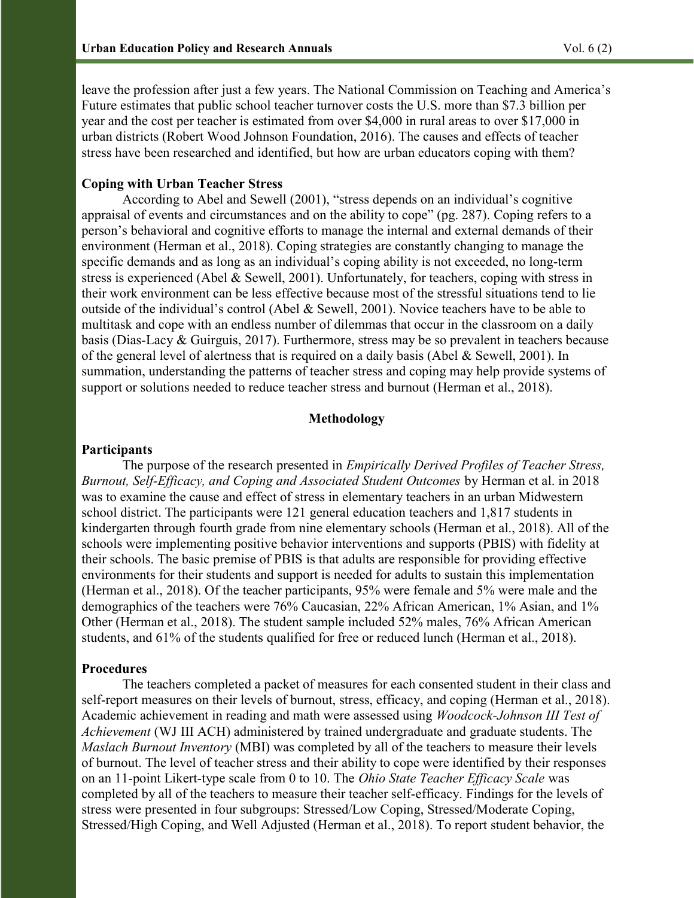leave the profession after just a few years. The National Commission on Teaching and America's Future estimates that public school teacher turnover costs the U.S. more than $7.3 billion per year and the cost per teacher is estimated from over $4,000 in rural areas to over $17,000 in urban districts (Robert Wood Johnson Foundation, 2016). The causes and effects of teacher stress have been researched and identified, but how are urban educators coping with them?

### Coping with Urban Teacher Stress

According to Abel and Sewell (2001), "stress depends on an individual's cognitive appraisal of events and circumstances and on the ability to cope" (pg. 287). Coping refers to a person's behavioral and cognitive efforts to manage the internal and external demands of their environment (Herman et al., 2018). Coping strategies are constantly changing to manage the specific demands and as long as an individual's coping ability is not exceeded, no long-term stress is experienced (Abel & Sewell, 2001). Unfortunately, for teachers, coping with stress in their work environment can be less effective because most of the stressful situations tend to lie outside of the individual's control (Abel & Sewell, 2001). Novice teachers have to be able to multitask and cope with an endless number of dilemmas that occur in the classroom on a daily basis (Dias-Lacy & Guirguis, 2017). Furthermore, stress may be so prevalent in teachers because of the general level of alertness that is required on a daily basis (Abel & Sewell, 2001). In summation, understanding the patterns of teacher stress and coping may help provide systems of support or solutions needed to reduce teacher stress and burnout (Herman et al., 2018).

## Methodology

### Participants

The purpose of the research presented in *Empirically Derived Profiles of Teacher Stress, Burnout, Self-Efficacy, and Coping and Associated Student Outcomes* by Herman et al. in 2018 was to examine the cause and effect of stress in elementary teachers in an urban Midwestern school district. The participants were 121 general education teachers and 1,817 students in kindergarten through fourth grade from nine elementary schools (Herman et al., 2018). All of the schools were implementing positive behavior interventions and supports (PBIS) with fidelity at their schools. The basic premise of PBIS is that adults are responsible for providing effective environments for their students and support is needed for adults to sustain this implementation (Herman et al., 2018). Of the teacher participants, 95% were female and 5% were male and the demographics of the teachers were 76% Caucasian, 22% African American, 1% Asian, and 1% Other (Herman et al., 2018). The student sample included 52% males, 76% African American students, and 61% of the students qualified for free or reduced lunch (Herman et al., 2018).

### Procedures

The teachers completed a packet of measures for each consented student in their class and self-report measures on their levels of burnout, stress, efficacy, and coping (Herman et al., 2018). Academic achievement in reading and math were assessed using *Woodcock-Johnson III Test of Achievement* (WJ III ACH) administered by trained undergraduate and graduate students. The *Maslach Burnout Inventory* (MBI) was completed by all of the teachers to measure their levels of burnout. The level of teacher stress and their ability to cope were identified by their responses on an 11-point Likert-type scale from 0 to 10. The *Ohio State Teacher Efficacy Scale* was completed by all of the teachers to measure their teacher self-efficacy. Findings for the levels of stress were presented in four subgroups: Stressed/Low Coping, Stressed/Moderate Coping, Stressed/High Coping, and Well Adjusted (Herman et al., 2018). To report student behavior, the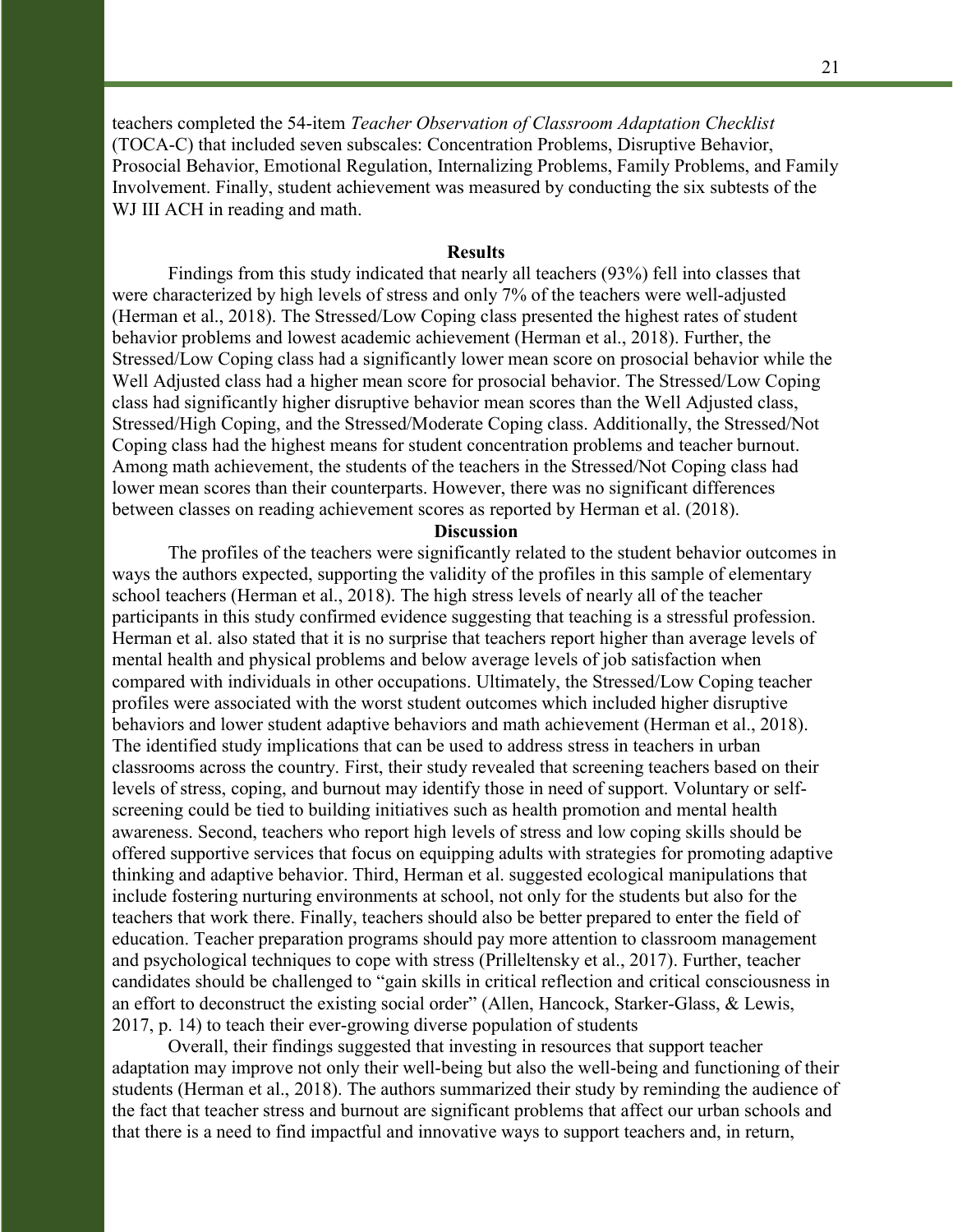teachers completed the 54-item *Teacher Observation of Classroom Adaptation Checklist* (TOCA-C) that included seven subscales: Concentration Problems, Disruptive Behavior, Prosocial Behavior, Emotional Regulation, Internalizing Problems, Family Problems, and Family Involvement. Finally, student achievement was measured by conducting the six subtests of the WJ III ACH in reading and math.

## Results

Findings from this study indicated that nearly all teachers (93%) fell into classes that were characterized by high levels of stress and only 7% of the teachers were well-adjusted (Herman et al., 2018). The Stressed/Low Coping class presented the highest rates of student behavior problems and lowest academic achievement (Herman et al., 2018). Further, the Stressed/Low Coping class had a significantly lower mean score on prosocial behavior while the Well Adjusted class had a higher mean score for prosocial behavior. The Stressed/Low Coping class had significantly higher disruptive behavior mean scores than the Well Adjusted class, Stressed/High Coping, and the Stressed/Moderate Coping class. Additionally, the Stressed/Not Coping class had the highest means for student concentration problems and teacher burnout. Among math achievement, the students of the teachers in the Stressed/Not Coping class had lower mean scores than their counterparts. However, there was no significant differences between classes on reading achievement scores as reported by Herman et al. (2018).

## Discussion

The profiles of the teachers were significantly related to the student behavior outcomes in ways the authors expected, supporting the validity of the profiles in this sample of elementary school teachers (Herman et al., 2018). The high stress levels of nearly all of the teacher participants in this study confirmed evidence suggesting that teaching is a stressful profession. Herman et al. also stated that it is no surprise that teachers report higher than average levels of mental health and physical problems and below average levels of job satisfaction when compared with individuals in other occupations. Ultimately, the Stressed/Low Coping teacher profiles were associated with the worst student outcomes which included higher disruptive behaviors and lower student adaptive behaviors and math achievement (Herman et al., 2018). The identified study implications that can be used to address stress in teachers in urban classrooms across the country. First, their study revealed that screening teachers based on their levels of stress, coping, and burnout may identify those in need of support. Voluntary or self-screening could be tied to building initiatives such as health promotion and mental health awareness. Second, teachers who report high levels of stress and low coping skills should be offered supportive services that focus on equipping adults with strategies for promoting adaptive thinking and adaptive behavior. Third, Herman et al. suggested ecological manipulations that include fostering nurturing environments at school, not only for the students but also for the teachers that work there. Finally, teachers should also be better prepared to enter the field of education. Teacher preparation programs should pay more attention to classroom management and psychological techniques to cope with stress (Prilleltensky et al., 2017). Further, teacher candidates should be challenged to "gain skills in critical reflection and critical consciousness in an effort to deconstruct the existing social order" (Allen, Hancock, Starker-Glass, & Lewis, 2017, p. 14) to teach their ever-growing diverse population of students

Overall, their findings suggested that investing in resources that support teacher adaptation may improve not only their well-being but also the well-being and functioning of their students (Herman et al., 2018). The authors summarized their study by reminding the audience of the fact that teacher stress and burnout are significant problems that affect our urban schools and that there is a need to find impactful and innovative ways to support teachers and, in return,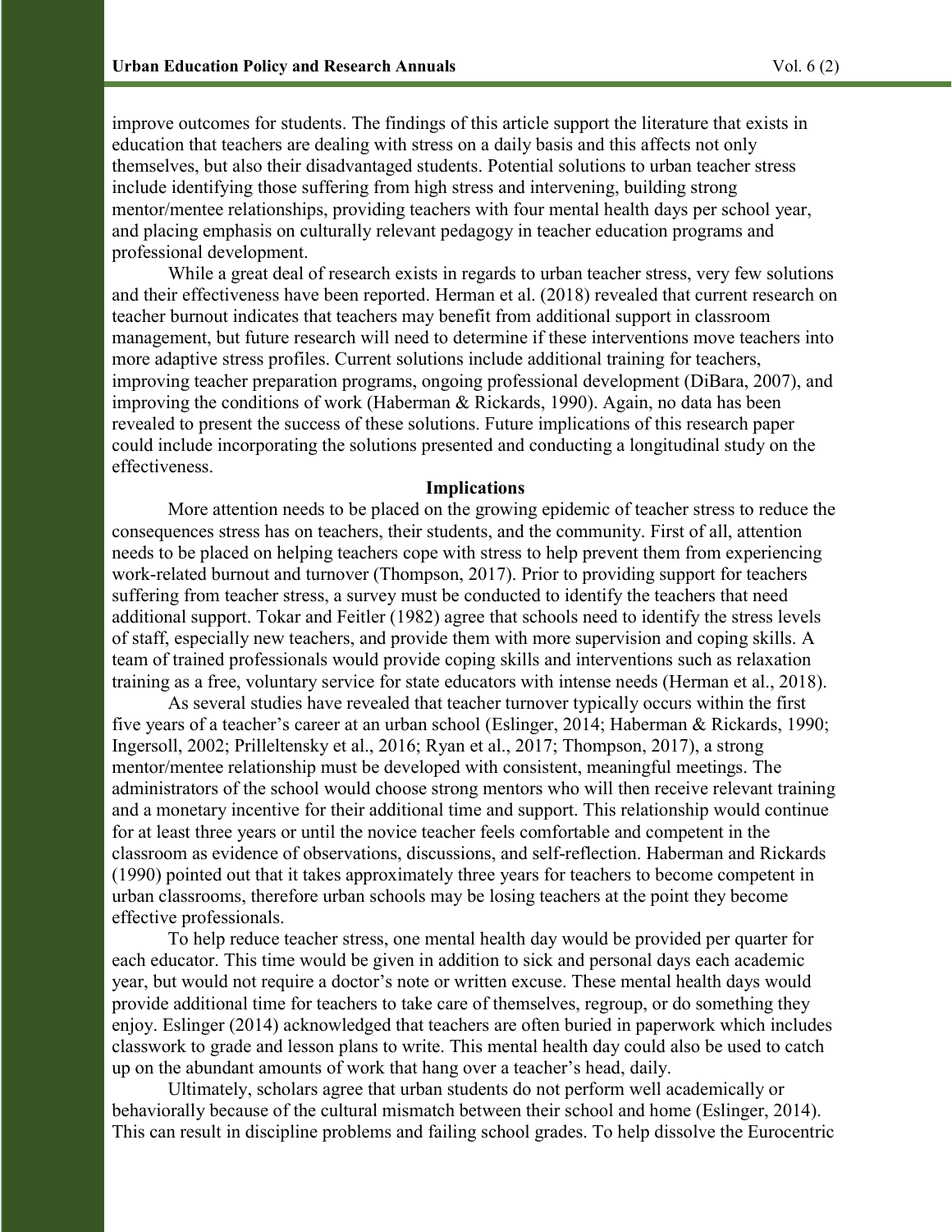improve outcomes for students. The findings of this article support the literature that exists in education that teachers are dealing with stress on a daily basis and this affects not only themselves, but also their disadvantaged students. Potential solutions to urban teacher stress include identifying those suffering from high stress and intervening, building strong mentor/mentee relationships, providing teachers with four mental health days per school year, and placing emphasis on culturally relevant pedagogy in teacher education programs and professional development.

While a great deal of research exists in regards to urban teacher stress, very few solutions and their effectiveness have been reported. Herman et al. (2018) revealed that current research on teacher burnout indicates that teachers may benefit from additional support in classroom management, but future research will need to determine if these interventions move teachers into more adaptive stress profiles. Current solutions include additional training for teachers, improving teacher preparation programs, ongoing professional development (DiBara, 2007), and improving the conditions of work (Haberman & Rickards, 1990). Again, no data has been revealed to present the success of these solutions. Future implications of this research paper could include incorporating the solutions presented and conducting a longitudinal study on the effectiveness.

## Implications

More attention needs to be placed on the growing epidemic of teacher stress to reduce the consequences stress has on teachers, their students, and the community. First of all, attention needs to be placed on helping teachers cope with stress to help prevent them from experiencing work-related burnout and turnover (Thompson, 2017). Prior to providing support for teachers suffering from teacher stress, a survey must be conducted to identify the teachers that need additional support. Tokar and Feitler (1982) agree that schools need to identify the stress levels of staff, especially new teachers, and provide them with more supervision and coping skills. A team of trained professionals would provide coping skills and interventions such as relaxation training as a free, voluntary service for state educators with intense needs (Herman et al., 2018).

As several studies have revealed that teacher turnover typically occurs within the first five years of a teacher's career at an urban school (Eslinger, 2014; Haberman & Rickards, 1990; Ingersoll, 2002; Prilleltensky et al., 2016; Ryan et al., 2017; Thompson, 2017), a strong mentor/mentee relationship must be developed with consistent, meaningful meetings. The administrators of the school would choose strong mentors who will then receive relevant training and a monetary incentive for their additional time and support. This relationship would continue for at least three years or until the novice teacher feels comfortable and competent in the classroom as evidence of observations, discussions, and self-reflection. Haberman and Rickards (1990) pointed out that it takes approximately three years for teachers to become competent in urban classrooms, therefore urban schools may be losing teachers at the point they become effective professionals.

To help reduce teacher stress, one mental health day would be provided per quarter for each educator. This time would be given in addition to sick and personal days each academic year, but would not require a doctor's note or written excuse. These mental health days would provide additional time for teachers to take care of themselves, regroup, or do something they enjoy. Eslinger (2014) acknowledged that teachers are often buried in paperwork which includes classwork to grade and lesson plans to write. This mental health day could also be used to catch up on the abundant amounts of work that hang over a teacher's head, daily.

Ultimately, scholars agree that urban students do not perform well academically or behaviorally because of the cultural mismatch between their school and home (Eslinger, 2014). This can result in discipline problems and failing school grades. To help dissolve the Eurocentric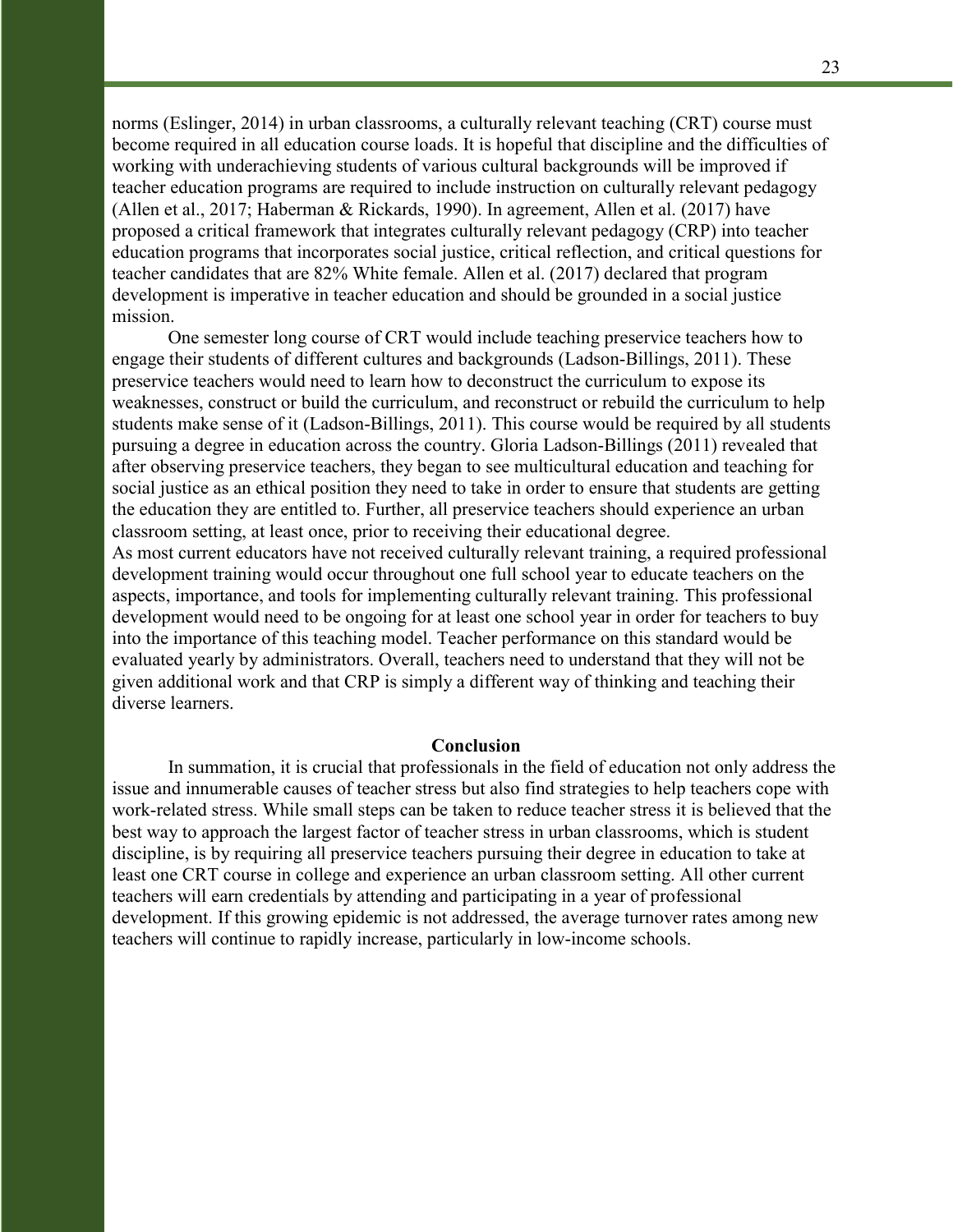norms (Eslinger, 2014) in urban classrooms, a culturally relevant teaching (CRT) course must become required in all education course loads. It is hopeful that discipline and the difficulties of working with underachieving students of various cultural backgrounds will be improved if teacher education programs are required to include instruction on culturally relevant pedagogy (Allen et al., 2017; Haberman & Rickards, 1990). In agreement, Allen et al. (2017) have proposed a critical framework that integrates culturally relevant pedagogy (CRP) into teacher education programs that incorporates social justice, critical reflection, and critical questions for teacher candidates that are 82% White female. Allen et al. (2017) declared that program development is imperative in teacher education and should be grounded in a social justice mission.

One semester long course of CRT would include teaching preservice teachers how to engage their students of different cultures and backgrounds (Ladson-Billings, 2011). These preservice teachers would need to learn how to deconstruct the curriculum to expose its weaknesses, construct or build the curriculum, and reconstruct or rebuild the curriculum to help students make sense of it (Ladson-Billings, 2011). This course would be required by all students pursuing a degree in education across the country. Gloria Ladson-Billings (2011) revealed that after observing preservice teachers, they began to see multicultural education and teaching for social justice as an ethical position they need to take in order to ensure that students are getting the education they are entitled to. Further, all preservice teachers should experience an urban classroom setting, at least once, prior to receiving their educational degree.

As most current educators have not received culturally relevant training, a required professional development training would occur throughout one full school year to educate teachers on the aspects, importance, and tools for implementing culturally relevant training. This professional development would need to be ongoing for at least one school year in order for teachers to buy into the importance of this teaching model. Teacher performance on this standard would be evaluated yearly by administrators. Overall, teachers need to understand that they will not be given additional work and that CRP is simply a different way of thinking and teaching their diverse learners.

## Conclusion

In summation, it is crucial that professionals in the field of education not only address the issue and innumerable causes of teacher stress but also find strategies to help teachers cope with work-related stress. While small steps can be taken to reduce teacher stress it is believed that the best way to approach the largest factor of teacher stress in urban classrooms, which is student discipline, is by requiring all preservice teachers pursuing their degree in education to take at least one CRT course in college and experience an urban classroom setting. All other current teachers will earn credentials by attending and participating in a year of professional development. If this growing epidemic is not addressed, the average turnover rates among new teachers will continue to rapidly increase, particularly in low-income schools.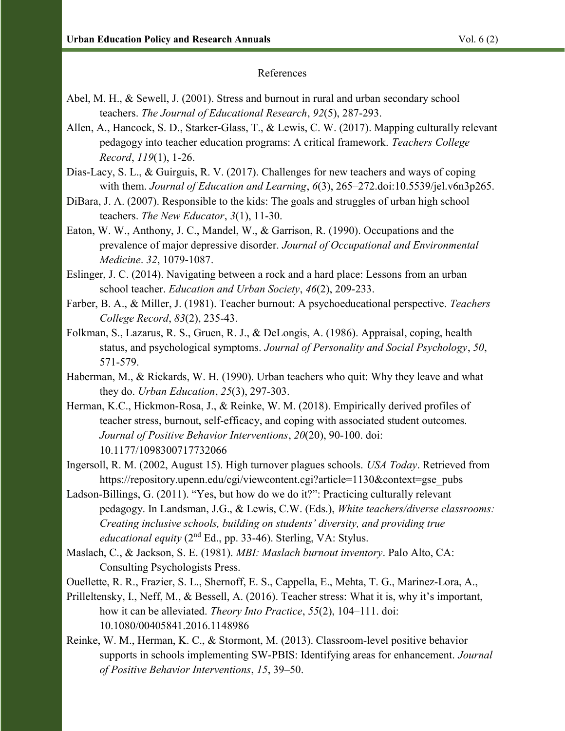References

Abel, M. H., & Sewell, J. (2001). Stress and burnout in rural and urban secondary school teachers. *The Journal of Educational Research*, *92*(5), 287-293.

Allen, A., Hancock, S. D., Starker-Glass, T., & Lewis, C. W. (2017). Mapping culturally relevant pedagogy into teacher education programs: A critical framework. *Teachers College Record*, *119*(1), 1-26.

Dias-Lacy, S. L., & Guirguis, R. V. (2017). Challenges for new teachers and ways of coping with them. *Journal of Education and Learning*, *6*(3), 265–272.doi:10.5539/jel.v6n3p265.

DiBara, J. A. (2007). Responsible to the kids: The goals and struggles of urban high school teachers. *The New Educator*, *3*(1), 11-30.

Eaton, W. W., Anthony, J. C., Mandel, W., & Garrison, R. (1990). Occupations and the prevalence of major depressive disorder. *Journal of Occupational and Environmental Medicine*. *32*, 1079-1087.

Eslinger, J. C. (2014). Navigating between a rock and a hard place: Lessons from an urban school teacher. *Education and Urban Society*, *46*(2), 209-233.

Farber, B. A., & Miller, J. (1981). Teacher burnout: A psychoeducational perspective. *Teachers College Record*, *83*(2), 235-43.

Folkman, S., Lazarus, R. S., Gruen, R. J., & DeLongis, A. (1986). Appraisal, coping, health status, and psychological symptoms. *Journal of Personality and Social Psychology*, *50*, 571-579.

Haberman, M., & Rickards, W. H. (1990). Urban teachers who quit: Why they leave and what they do. *Urban Education*, *25*(3), 297-303.

Herman, K.C., Hickmon-Rosa, J., & Reinke, W. M. (2018). Empirically derived profiles of teacher stress, burnout, self-efficacy, and coping with associated student outcomes. *Journal of Positive Behavior Interventions*, *20*(20), 90-100. doi: 10.1177/1098300717732066

Ingersoll, R. M. (2002, August 15). High turnover plagues schools. *USA Today*. Retrieved from https://repository.upenn.edu/cgi/viewcontent.cgi?article=1130&context=gse_pubs

Ladson-Billings, G. (2011). "Yes, but how do we do it?": Practicing culturally relevant pedagogy. In Landsman, J.G., & Lewis, C.W. (Eds.), *White teachers/diverse classrooms: Creating inclusive schools, building on students' diversity, and providing true educational equity* (2nd Ed., pp. 33-46). Sterling, VA: Stylus.

Maslach, C., & Jackson, S. E. (1981). *MBI: Maslach burnout inventory*. Palo Alto, CA: Consulting Psychologists Press.

Ouellette, R. R., Frazier, S. L., Shernoff, E. S., Cappella, E., Mehta, T. G., Marinez-Lora, A.,

Prilleltensky, I., Neff, M., & Bessell, A. (2016). Teacher stress: What it is, why it's important, how it can be alleviated. *Theory Into Practice*, *55*(2), 104–111. doi: 10.1080/00405841.2016.1148986

Reinke, W. M., Herman, K. C., & Stormont, M. (2013). Classroom-level positive behavior supports in schools implementing SW-PBIS: Identifying areas for enhancement. *Journal of Positive Behavior Interventions*, *15*, 39–50.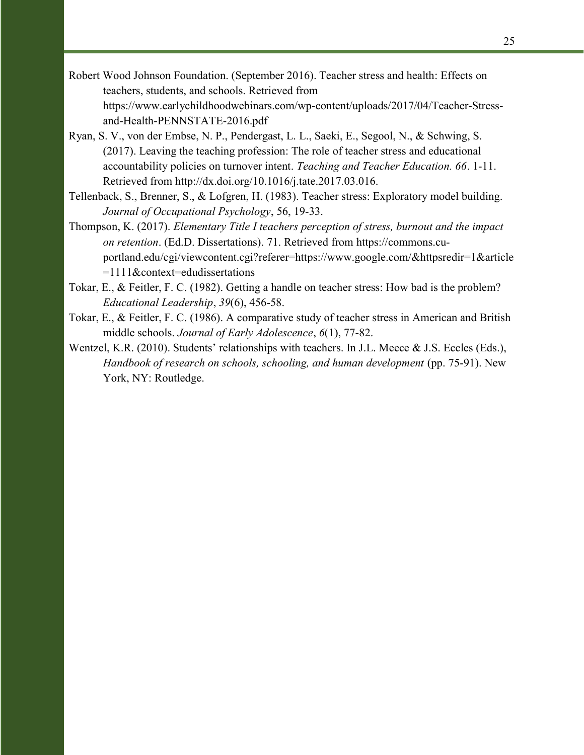Robert Wood Johnson Foundation. (September 2016). Teacher stress and health: Effects on teachers, students, and schools. Retrieved from https://www.earlychildhoodwebinars.com/wp-content/uploads/2017/04/Teacher-Stress-and-Health-PENNSTATE-2016.pdf

Ryan, S. V., von der Embse, N. P., Pendergast, L. L., Saeki, E., Segool, N., & Schwing, S. (2017). Leaving the teaching profession: The role of teacher stress and educational accountability policies on turnover intent. *Teaching and Teacher Education. 66*. 1-11. Retrieved from http://dx.doi.org/10.1016/j.tate.2017.03.016.

Tellenback, S., Brenner, S., & Lofgren, H. (1983). Teacher stress: Exploratory model building. *Journal of Occupational Psychology*, 56, 19-33.

Thompson, K. (2017). *Elementary Title I teachers perception of stress, burnout and the impact on retention*. (Ed.D. Dissertations). 71. Retrieved from https://commons.cu-portland.edu/cgi/viewcontent.cgi?referer=https://www.google.com/&httpsredir=1&article=1111&context=edudissertations

Tokar, E., & Feitler, F. C. (1982). Getting a handle on teacher stress: How bad is the problem? *Educational Leadership*, *39*(6), 456-58.

Tokar, E., & Feitler, F. C. (1986). A comparative study of teacher stress in American and British middle schools. *Journal of Early Adolescence*, *6*(1), 77-82.

Wentzel, K.R. (2010). Students' relationships with teachers. In J.L. Meece & J.S. Eccles (Eds.), *Handbook of research on schools, schooling, and human development* (pp. 75-91). New York, NY: Routledge.